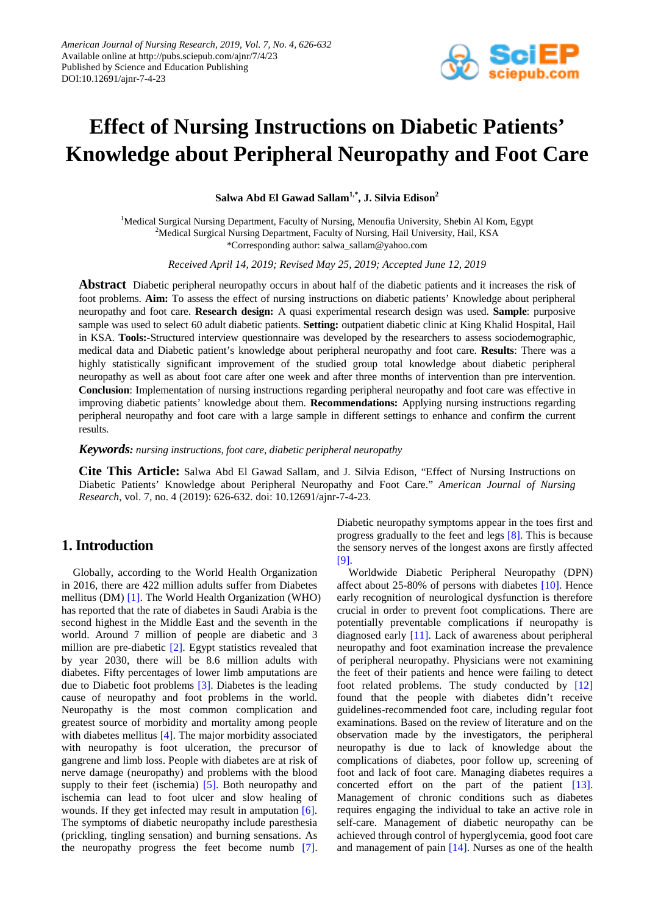*American Journal of Nursing Research*, 2019, Vol. 7, No. 4, 626-632
Available online at http://pubs.sciepub.com/ajnr/7/4/23
Published by Science and Education Publishing
DOI:10.12691/ajnr-7-4-23

# Effect of Nursing Instructions on Diabetic Patients' Knowledge about Peripheral Neuropathy and Foot Care

**Salwa Abd El Gawad Sallam[1,*], J. Silvia Edison[2]**

[1]Medical Surgical Nursing Department, Faculty of Nursing, Menoufia University, Shebin Al Kom, Egypt
[2]Medical Surgical Nursing Department, Faculty of Nursing, Hail University, Hail, KSA
*Corresponding author: salwa_sallam@yahoo.com

*Received April 14, 2019; Revised May 25, 2019; Accepted June 12, 2019*

**Abstract** Diabetic peripheral neuropathy occurs in about half of the diabetic patients and it increases the risk of foot problems. **Aim:** To assess the effect of nursing instructions on diabetic patients' Knowledge about peripheral neuropathy and foot care. **Research design:** A quasi experimental research design was used. **Sample**: purposive sample was used to select 60 adult diabetic patients. **Setting:** outpatient diabetic clinic at King Khalid Hospital, Hail in KSA. **Tools:-**Structured interview questionnaire was developed by the researchers to assess sociodemographic, medical data and Diabetic patient's knowledge about peripheral neuropathy and foot care. **Results**: There was a highly statistically significant improvement of the studied group total knowledge about diabetic peripheral neuropathy as well as about foot care after one week and after three months of intervention than pre intervention. **Conclusion**: Implementation of nursing instructions regarding peripheral neuropathy and foot care was effective in improving diabetic patients' knowledge about them. **Recommendations:** Applying nursing instructions regarding peripheral neuropathy and foot care with a large sample in different settings to enhance and confirm the current results.

***Keywords:*** *nursing instructions, foot care, diabetic peripheral neuropathy*

**Cite This Article:** Salwa Abd El Gawad Sallam, and J. Silvia Edison, "Effect of Nursing Instructions on Diabetic Patients' Knowledge about Peripheral Neuropathy and Foot Care." *American Journal of Nursing Research*, vol. 7, no. 4 (2019): 626-632. doi: 10.12691/ajnr-7-4-23.

## 1. Introduction

Globally, according to the World Health Organization in 2016, there are 422 million adults suffer from Diabetes mellitus (DM) [1]. The World Health Organization (WHO) has reported that the rate of diabetes in Saudi Arabia is the second highest in the Middle East and the seventh in the world. Around 7 million of people are diabetic and 3 million are pre-diabetic [2]. Egypt statistics revealed that by year 2030, there will be 8.6 million adults with diabetes. Fifty percentages of lower limb amputations are due to Diabetic foot problems [3]. Diabetes is the leading cause of neuropathy and foot problems in the world. Neuropathy is the most common complication and greatest source of morbidity and mortality among people with diabetes mellitus [4]. The major morbidity associated with neuropathy is foot ulceration, the precursor of gangrene and limb loss. People with diabetes are at risk of nerve damage (neuropathy) and problems with the blood supply to their feet (ischemia) [5]. Both neuropathy and ischemia can lead to foot ulcer and slow healing of wounds. If they get infected may result in amputation [6]. The symptoms of diabetic neuropathy include paresthesia (prickling, tingling sensation) and burning sensations. As the neuropathy progress the feet become numb [7]. Diabetic neuropathy symptoms appear in the toes first and progress gradually to the feet and legs [8]. This is because the sensory nerves of the longest axons are firstly affected [9].

Worldwide Diabetic Peripheral Neuropathy (DPN) affect about 25-80% of persons with diabetes [10]. Hence early recognition of neurological dysfunction is therefore crucial in order to prevent foot complications. There are potentially preventable complications if neuropathy is diagnosed early [11]. Lack of awareness about peripheral neuropathy and foot examination increase the prevalence of peripheral neuropathy. Physicians were not examining the feet of their patients and hence were failing to detect foot related problems. The study conducted by [12] found that the people with diabetes didn't receive guidelines-recommended foot care, including regular foot examinations. Based on the review of literature and on the observation made by the investigators, the peripheral neuropathy is due to lack of knowledge about the complications of diabetes, poor follow up, screening of foot and lack of foot care. Managing diabetes requires a concerted effort on the part of the patient [13]. Management of chronic conditions such as diabetes requires engaging the individual to take an active role in self-care. Management of diabetic neuropathy can be achieved through control of hyperglycemia, good foot care and management of pain [14]. Nurses as one of the health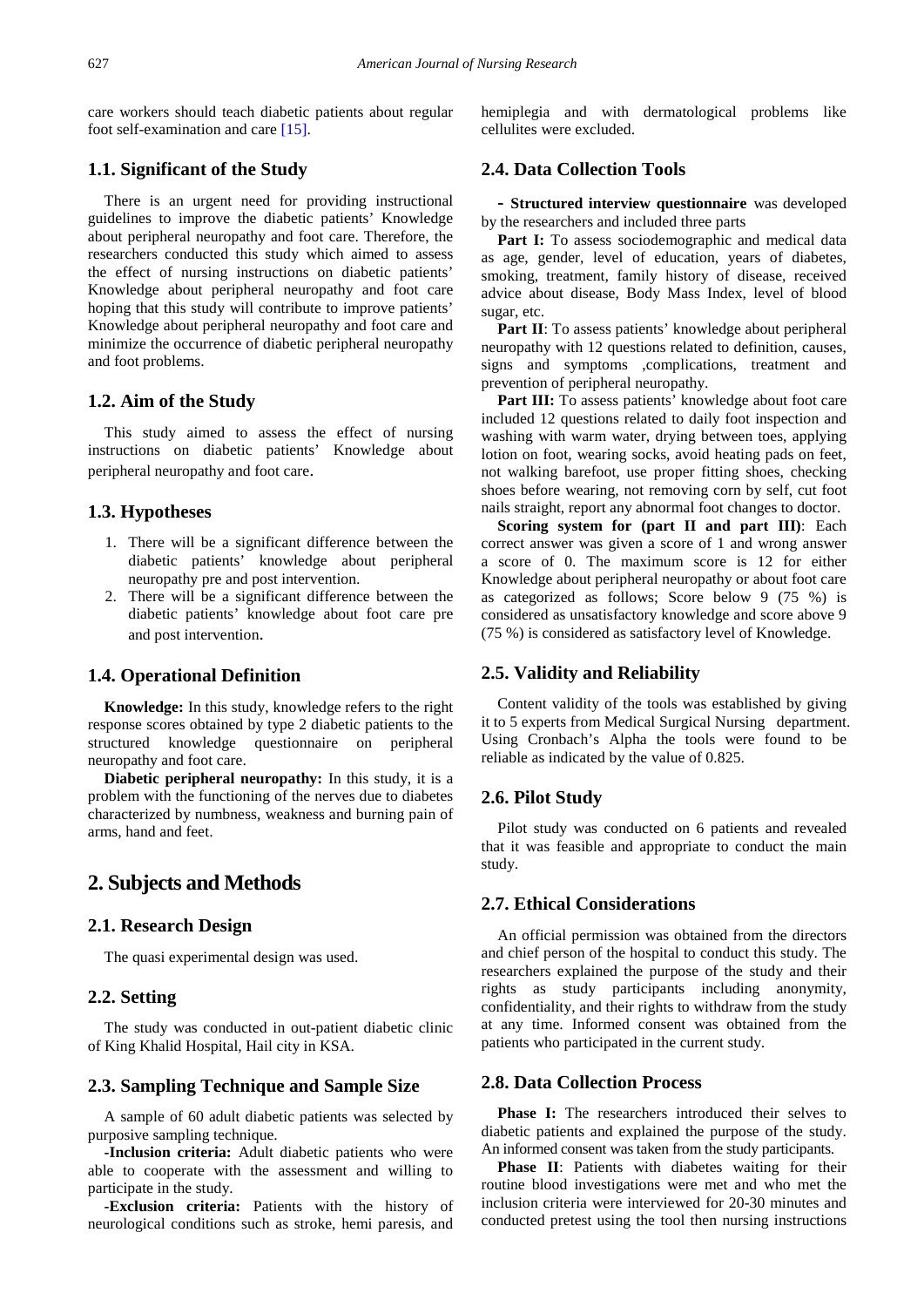care workers should teach diabetic patients about regular foot self-examination and care [15].

### 1.1. Significant of the Study

There is an urgent need for providing instructional guidelines to improve the diabetic patients' Knowledge about peripheral neuropathy and foot care. Therefore, the researchers conducted this study which aimed to assess the effect of nursing instructions on diabetic patients' Knowledge about peripheral neuropathy and foot care hoping that this study will contribute to improve patients' Knowledge about peripheral neuropathy and foot care and minimize the occurrence of diabetic peripheral neuropathy and foot problems.

### 1.2. Aim of the Study

This study aimed to assess the effect of nursing instructions on diabetic patients' Knowledge about peripheral neuropathy and foot care.

### 1.3. Hypotheses

1. There will be a significant difference between the diabetic patients' knowledge about peripheral neuropathy pre and post intervention.
2. There will be a significant difference between the diabetic patients' knowledge about foot care pre and post intervention.

### 1.4. Operational Definition

**Knowledge:** In this study, knowledge refers to the right response scores obtained by type 2 diabetic patients to the structured knowledge questionnaire on peripheral neuropathy and foot care.

**Diabetic peripheral neuropathy:** In this study, it is a problem with the functioning of the nerves due to diabetes characterized by numbness, weakness and burning pain of arms, hand and feet.

## 2. Subjects and Methods

### 2.1. Research Design

The quasi experimental design was used.

### 2.2. Setting

The study was conducted in out-patient diabetic clinic of King Khalid Hospital, Hail city in KSA.

### 2.3. Sampling Technique and Sample Size

A sample of 60 adult diabetic patients was selected by purposive sampling technique.

**-Inclusion criteria:** Adult diabetic patients who were able to cooperate with the assessment and willing to participate in the study.

**-Exclusion criteria:** Patients with the history of neurological conditions such as stroke, hemi paresis, and hemiplegia and with dermatological problems like cellulites were excluded.

### 2.4. Data Collection Tools

**- Structured interview questionnaire** was developed by the researchers and included three parts

**Part I:** To assess sociodemographic and medical data as age, gender, level of education, years of diabetes, smoking, treatment, family history of disease, received advice about disease, Body Mass Index, level of blood sugar, etc.

**Part II**: To assess patients' knowledge about peripheral neuropathy with 12 questions related to definition, causes, signs and symptoms ,complications, treatment and prevention of peripheral neuropathy.

**Part III:** To assess patients' knowledge about foot care included 12 questions related to daily foot inspection and washing with warm water, drying between toes, applying lotion on foot, wearing socks, avoid heating pads on feet, not walking barefoot, use proper fitting shoes, checking shoes before wearing, not removing corn by self, cut foot nails straight, report any abnormal foot changes to doctor.

**Scoring system for (part II and part III)**: Each correct answer was given a score of 1 and wrong answer a score of 0. The maximum score is 12 for either Knowledge about peripheral neuropathy or about foot care as categorized as follows; Score below 9 (75 %) is considered as unsatisfactory knowledge and score above 9 (75 %) is considered as satisfactory level of Knowledge.

### 2.5. Validity and Reliability

Content validity of the tools was established by giving it to 5 experts from Medical Surgical Nursing department. Using Cronbach's Alpha the tools were found to be reliable as indicated by the value of 0.825.

### 2.6. Pilot Study

Pilot study was conducted on 6 patients and revealed that it was feasible and appropriate to conduct the main study.

### 2.7. Ethical Considerations

An official permission was obtained from the directors and chief person of the hospital to conduct this study. The researchers explained the purpose of the study and their rights as study participants including anonymity, confidentiality, and their rights to withdraw from the study at any time. Informed consent was obtained from the patients who participated in the current study.

### 2.8. Data Collection Process

**Phase I:** The researchers introduced their selves to diabetic patients and explained the purpose of the study. An informed consent was taken from the study participants.

**Phase II**: Patients with diabetes waiting for their routine blood investigations were met and who met the inclusion criteria were interviewed for 20-30 minutes and conducted pretest using the tool then nursing instructions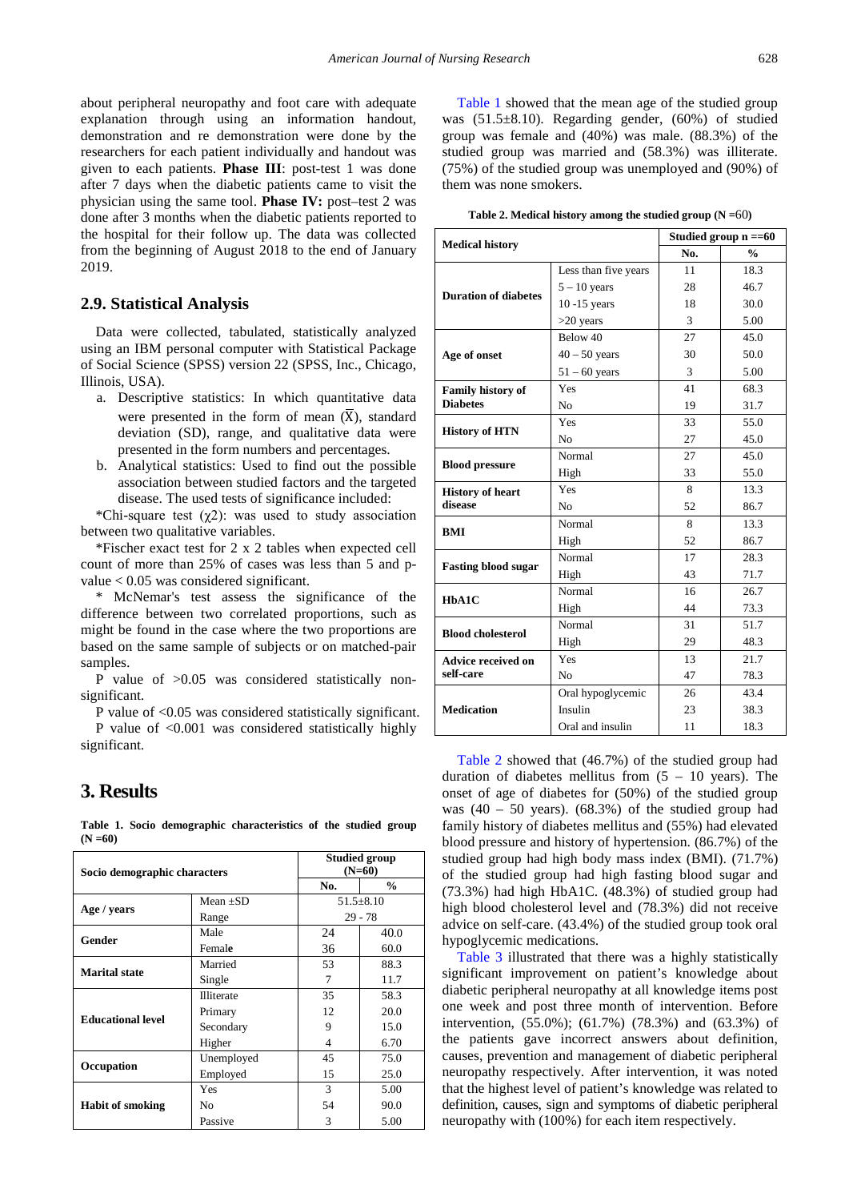about peripheral neuropathy and foot care with adequate explanation through using an information handout, demonstration and re demonstration were done by the researchers for each patient individually and handout was given to each patients. **Phase III**: post-test 1 was done after 7 days when the diabetic patients came to visit the physician using the same tool. **Phase IV:** post–test 2 was done after 3 months when the diabetic patients reported to the hospital for their follow up. The data was collected from the beginning of August 2018 to the end of January 2019.

### 2.9. Statistical Analysis

Data were collected, tabulated, statistically analyzed using an IBM personal computer with Statistical Package of Social Science (SPSS) version 22 (SPSS, Inc., Chicago, Illinois, USA).

a. Descriptive statistics: In which quantitative data were presented in the form of mean ($\bar{X}$), standard deviation (SD), range, and qualitative data were presented in the form numbers and percentages.
b. Analytical statistics: Used to find out the possible association between studied factors and the targeted disease. The used tests of significance included:

*Chi-square test ($\chi 2$): was used to study association between two qualitative variables.

*Fischer exact test for 2 x 2 tables when expected cell count of more than 25% of cases was less than 5 and p-value < 0.05 was considered significant.

* McNemar's test assess the significance of the difference between two correlated proportions, such as might be found in the case where the two proportions are based on the same sample of subjects or on matched-pair samples.

P value of >0.05 was considered statistically non-significant.

P value of <0.05 was considered statistically significant.

P value of <0.001 was considered statistically highly significant.

## 3. Results

**Table 1. Socio demographic characteristics of the studied group (N =60)**

| Socio demographic characters | | Studied group (N=60) | |
|---|---|---|---|
| | | No. | % |
| Age / years | Mean ±SD | 51.5±8.10 | |
| | Range | 29 - 78 | |
| Gender | Male | 24 | 40.0 |
| | Female | 36 | 60.0 |
| Marital state | Married | 53 | 88.3 |
| | Single | 7 | 11.7 |
| Educational level | Illiterate | 35 | 58.3 |
| | Primary | 12 | 20.0 |
| | Secondary | 9 | 15.0 |
| | Higher | 4 | 6.70 |
| Occupation | Unemployed | 45 | 75.0 |
| | Employed | 15 | 25.0 |
| Habit of smoking | Yes | 3 | 5.00 |
| | No | 54 | 90.0 |
| | Passive | 3 | 5.00 |

Table 1 showed that the mean age of the studied group was (51.5±8.10). Regarding gender, (60%) of studied group was female and (40%) was male. (88.3%) of the studied group was married and (58.3%) was illiterate. (75%) of the studied group was unemployed and (90%) of them was none smokers.

**Table 2. Medical history among the studied group (N =60)**

| Medical history | | Studied group n ==60 | |
|---|---|---|---|
| | | No. | % |
| Duration of diabetes | Less than five years | 11 | 18.3 |
| | 5 – 10 years | 28 | 46.7 |
| | 10 -15 years | 18 | 30.0 |
| | >20 years | 3 | 5.00 |
| Age of onset | Below 40 | 27 | 45.0 |
| | 40 – 50 years | 30 | 50.0 |
| | 51 – 60 years | 3 | 5.00 |
| Family history of Diabetes | Yes | 41 | 68.3 |
| | No | 19 | 31.7 |
| History of HTN | Yes | 33 | 55.0 |
| | No | 27 | 45.0 |
| Blood pressure | Normal | 27 | 45.0 |
| | High | 33 | 55.0 |
| History of heart disease | Yes | 8 | 13.3 |
| | No | 52 | 86.7 |
| BMI | Normal | 8 | 13.3 |
| | High | 52 | 86.7 |
| Fasting blood sugar | Normal | 17 | 28.3 |
| | High | 43 | 71.7 |
| HbA1C | Normal | 16 | 26.7 |
| | High | 44 | 73.3 |
| Blood cholesterol | Normal | 31 | 51.7 |
| | High | 29 | 48.3 |
| Advice received on self-care | Yes | 13 | 21.7 |
| | No | 47 | 78.3 |
| Medication | Oral hypoglycemic | 26 | 43.4 |
| | Insulin | 23 | 38.3 |
| | Oral and insulin | 11 | 18.3 |

Table 2 showed that (46.7%) of the studied group had duration of diabetes mellitus from (5 – 10 years). The onset of age of diabetes for (50%) of the studied group was (40 – 50 years). (68.3%) of the studied group had family history of diabetes mellitus and (55%) had elevated blood pressure and history of hypertension. (86.7%) of the studied group had high body mass index (BMI). (71.7%) of the studied group had high fasting blood sugar and (73.3%) had high HbA1C. (48.3%) of studied group had high blood cholesterol level and (78.3%) did not receive advice on self-care. (43.4%) of the studied group took oral hypoglycemic medications.

Table 3 illustrated that there was a highly statistically significant improvement on patient's knowledge about diabetic peripheral neuropathy at all knowledge items post one week and post three month of intervention. Before intervention, (55.0%); (61.7%) (78.3%) and (63.3%) of the patients gave incorrect answers about definition, causes, prevention and management of diabetic peripheral neuropathy respectively. After intervention, it was noted that the highest level of patient's knowledge was related to definition, causes, sign and symptoms of diabetic peripheral neuropathy with (100%) for each item respectively.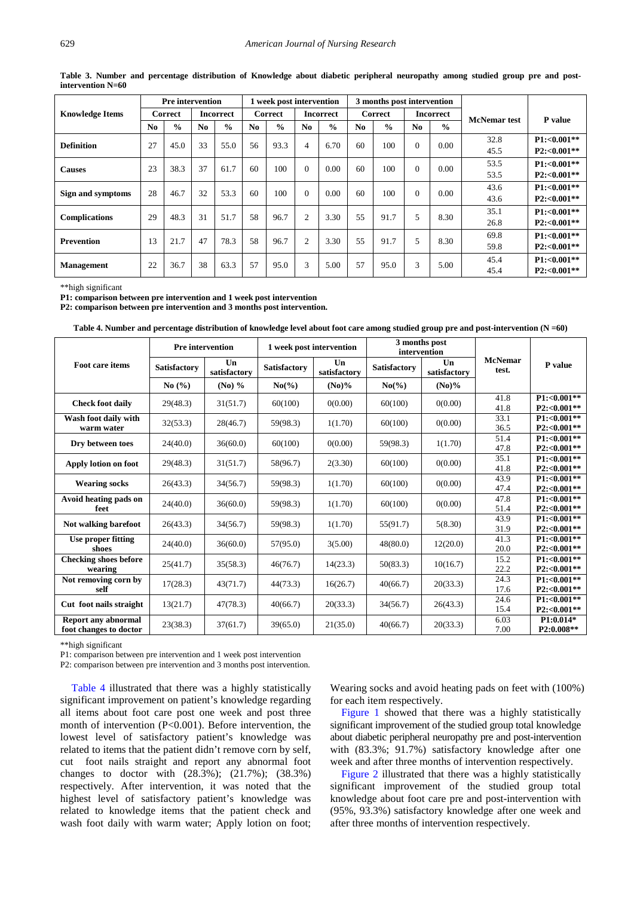**Table 3. Number and percentage distribution of Knowledge about diabetic peripheral neuropathy among studied group pre and post-intervention N=60**

| Knowledge Items | Pre intervention | | | | 1 week post intervention | | | | 3 months post intervention | | | | McNemar test | P value |
|---|---|---|---|---|---|---|---|---|---|---|---|---|---|---|
| | Correct | | Incorrect | | Correct | | Incorrect | | Correct | | Incorrect | | | |
| | No | % | No | % | No | % | No | % | No | % | No | % | | |
| **Definition** | 27 | 45.0 | 33 | 55.0 | 56 | 93.3 | 4 | 6.70 | 60 | 100 | 0 | 0.00 | 32.8<br>45.5 | **P1:<0.001\*\***<br>**P2:<0.001\*\*** |
| **Causes** | 23 | 38.3 | 37 | 61.7 | 60 | 100 | 0 | 0.00 | 60 | 100 | 0 | 0.00 | 53.5<br>53.5 | **P1:<0.001\*\***<br>**P2:<0.001\*\*** |
| **Sign and symptoms** | 28 | 46.7 | 32 | 53.3 | 60 | 100 | 0 | 0.00 | 60 | 100 | 0 | 0.00 | 43.6<br>43.6 | **P1:<0.001\*\***<br>**P2:<0.001\*\*** |
| **Complications** | 29 | 48.3 | 31 | 51.7 | 58 | 96.7 | 2 | 3.30 | 55 | 91.7 | 5 | 8.30 | 35.1<br>26.8 | **P1:<0.001\*\***<br>**P2:<0.001\*\*** |
| **Prevention** | 13 | 21.7 | 47 | 78.3 | 58 | 96.7 | 2 | 3.30 | 55 | 91.7 | 5 | 8.30 | 69.8<br>59.8 | **P1:<0.001\*\***<br>**P2:<0.001\*\*** |
| **Management** | 22 | 36.7 | 38 | 63.3 | 57 | 95.0 | 3 | 5.00 | 57 | 95.0 | 3 | 5.00 | 45.4<br>45.4 | **P1:<0.001\*\***<br>**P2:<0.001\*\*** |

**high significant

**P1: comparison between pre intervention and 1 week post intervention**

**P2: comparison between pre intervention and 3 months post intervention.**

**Table 4. Number and percentage distribution of knowledge level about foot care among studied group pre and post-intervention (N =60)**

| Foot care items | Pre intervention | | 1 week post intervention | | 3 months post intervention | | McNemar test. | P value |
|---|---|---|---|---|---|---|---|---|
| | Satisfactory | Un satisfactory | Satisfactory | Un satisfactory | Satisfactory | Un satisfactory | | |
| | No (%) | (No) % | No(%) | (No)% | No(%) | (No)% | | |
| **Check foot daily** | 29(48.3) | 31(51.7) | 60(100) | 0(0.00) | 60(100) | 0(0.00) | 41.8<br>41.8 | **P1:<0.001\*\***<br>**P2:<0.001\*\*** |
| **Wash foot daily with warm water** | 32(53.3) | 28(46.7) | 59(98.3) | 1(1.70) | 60(100) | 0(0.00) | 33.1<br>36.5 | **P1:<0.001\*\***<br>**P2:<0.001\*\*** |
| **Dry between toes** | 24(40.0) | 36(60.0) | 60(100) | 0(0.00) | 59(98.3) | 1(1.70) | 51.4<br>47.8 | **P1:<0.001\*\***<br>**P2:<0.001\*\*** |
| **Apply lotion on foot** | 29(48.3) | 31(51.7) | 58(96.7) | 2(3.30) | 60(100) | 0(0.00) | 35.1<br>41.8 | **P1:<0.001\*\***<br>**P2:<0.001\*\*** |
| **Wearing socks** | 26(43.3) | 34(56.7) | 59(98.3) | 1(1.70) | 60(100) | 0(0.00) | 43.9<br>47.4 | **P1:<0.001\*\***<br>**P2:<0.001\*\*** |
| **Avoid heating pads on feet** | 24(40.0) | 36(60.0) | 59(98.3) | 1(1.70) | 60(100) | 0(0.00) | 47.8<br>51.4 | **P1:<0.001\*\***<br>**P2:<0.001\*\*** |
| **Not walking barefoot** | 26(43.3) | 34(56.7) | 59(98.3) | 1(1.70) | 55(91.7) | 5(8.30) | 43.9<br>31.9 | **P1:<0.001\*\***<br>**P2:<0.001\*\*** |
| **Use proper fitting shoes** | 24(40.0) | 36(60.0) | 57(95.0) | 3(5.00) | 48(80.0) | 12(20.0) | 41.3<br>20.0 | **P1:<0.001\*\***<br>**P2:<0.001\*\*** |
| **Checking shoes before wearing** | 25(41.7) | 35(58.3) | 46(76.7) | 14(23.3) | 50(83.3) | 10(16.7) | 15.2<br>22.2 | **P1:<0.001\*\***<br>**P2:<0.001\*\*** |
| **Not removing corn by self** | 17(28.3) | 43(71.7) | 44(73.3) | 16(26.7) | 40(66.7) | 20(33.3) | 24.3<br>17.6 | **P1:<0.001\*\***<br>**P2:<0.001\*\*** |
| **Cut foot nails straight** | 13(21.7) | 47(78.3) | 40(66.7) | 20(33.3) | 34(56.7) | 26(43.3) | 24.6<br>15.4 | **P1:<0.001\*\***<br>**P2:<0.001\*\*** |
| **Report any abnormal foot changes to doctor** | 23(38.3) | 37(61.7) | 39(65.0) | 21(35.0) | 40(66.7) | 20(33.3) | 6.03<br>7.00 | **P1:0.014\***<br>**P2:0.008\*\*** |

**high significant

P1: comparison between pre intervention and 1 week post intervention

P2: comparison between pre intervention and 3 months post intervention.

Table 4 illustrated that there was a highly statistically significant improvement on patient's knowledge regarding all items about foot care post one week and post three month of intervention (P<0.001). Before intervention, the lowest level of satisfactory patient's knowledge was related to items that the patient didn't remove corn by self, cut foot nails straight and report any abnormal foot changes to doctor with (28.3%); (21.7%); (38.3%) respectively. After intervention, it was noted that the highest level of satisfactory patient's knowledge was related to knowledge items that the patient check and wash foot daily with warm water; Apply lotion on foot; Wearing socks and avoid heating pads on feet with (100%) for each item respectively.

Figure 1 showed that there was a highly statistically significant improvement of the studied group total knowledge about diabetic peripheral neuropathy pre and post-intervention with (83.3%; 91.7%) satisfactory knowledge after one week and after three months of intervention respectively.

Figure 2 illustrated that there was a highly statistically significant improvement of the studied group total knowledge about foot care pre and post-intervention with (95%, 93.3%) satisfactory knowledge after one week and after three months of intervention respectively.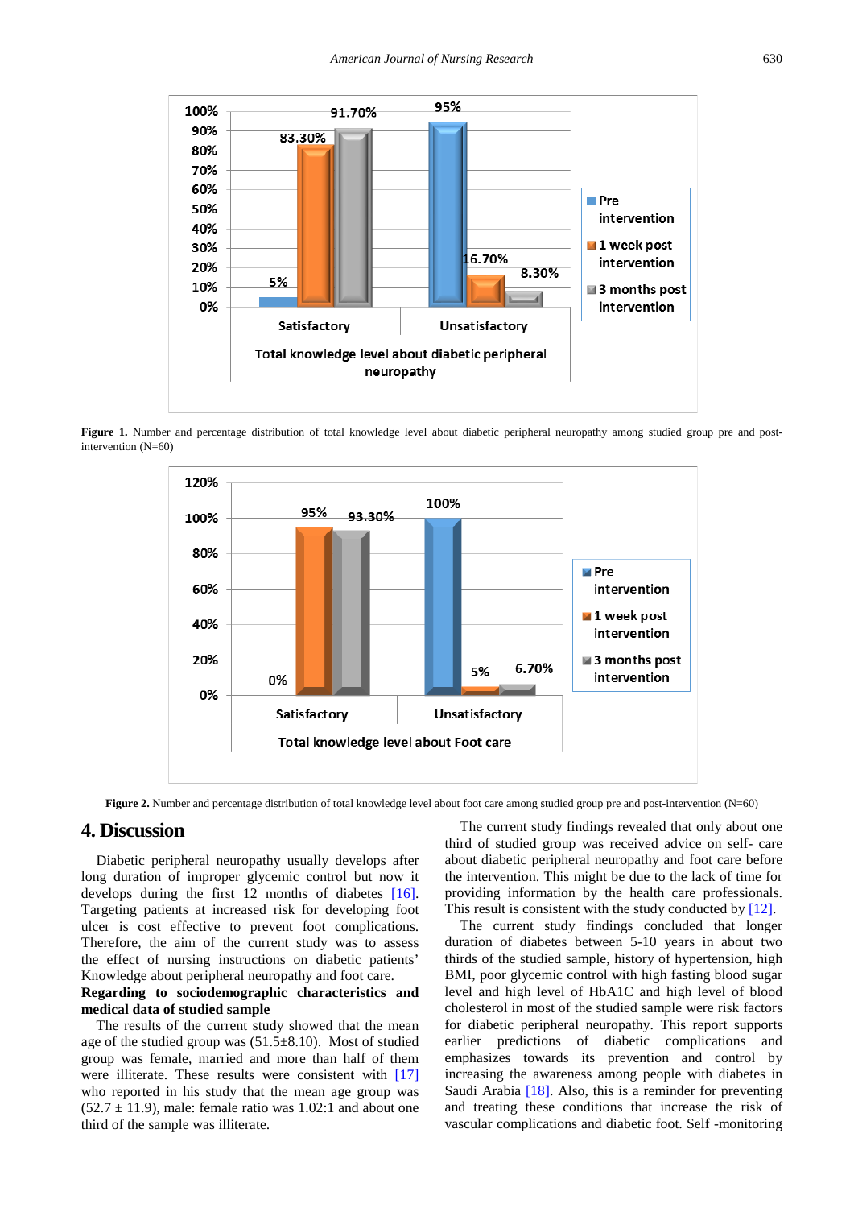Figure 1. Number and percentage distribution of total knowledge level about diabetic peripheral neuropathy among studied group pre and post-intervention (N=60)

Figure 2. Number and percentage distribution of total knowledge level about foot care among studied group pre and post-intervention (N=60)

## 4. Discussion

Diabetic peripheral neuropathy usually develops after long duration of improper glycemic control but now it develops during the first 12 months of diabetes [16]. Targeting patients at increased risk for developing foot ulcer is cost effective to prevent foot complications. Therefore, the aim of the current study was to assess the effect of nursing instructions on diabetic patients' Knowledge about peripheral neuropathy and foot care.

**Regarding to sociodemographic characteristics and medical data of studied sample**

The results of the current study showed that the mean age of the studied group was (51.5±8.10). Most of studied group was female, married and more than half of them were illiterate. These results were consistent with [17] who reported in his study that the mean age group was (52.7 ± 11.9), male: female ratio was 1.02:1 and about one third of the sample was illiterate.

The current study findings revealed that only about one third of studied group was received advice on self- care about diabetic peripheral neuropathy and foot care before the intervention. This might be due to the lack of time for providing information by the health care professionals. This result is consistent with the study conducted by [12].

The current study findings concluded that longer duration of diabetes between 5-10 years in about two thirds of the studied sample, history of hypertension, high BMI, poor glycemic control with high fasting blood sugar level and high level of HbA1C and high level of blood cholesterol in most of the studied sample were risk factors for diabetic peripheral neuropathy. This report supports earlier predictions of diabetic complications and emphasizes towards its prevention and control by increasing the awareness among people with diabetes in Saudi Arabia [18]. Also, this is a reminder for preventing and treating these conditions that increase the risk of vascular complications and diabetic foot. Self -monitoring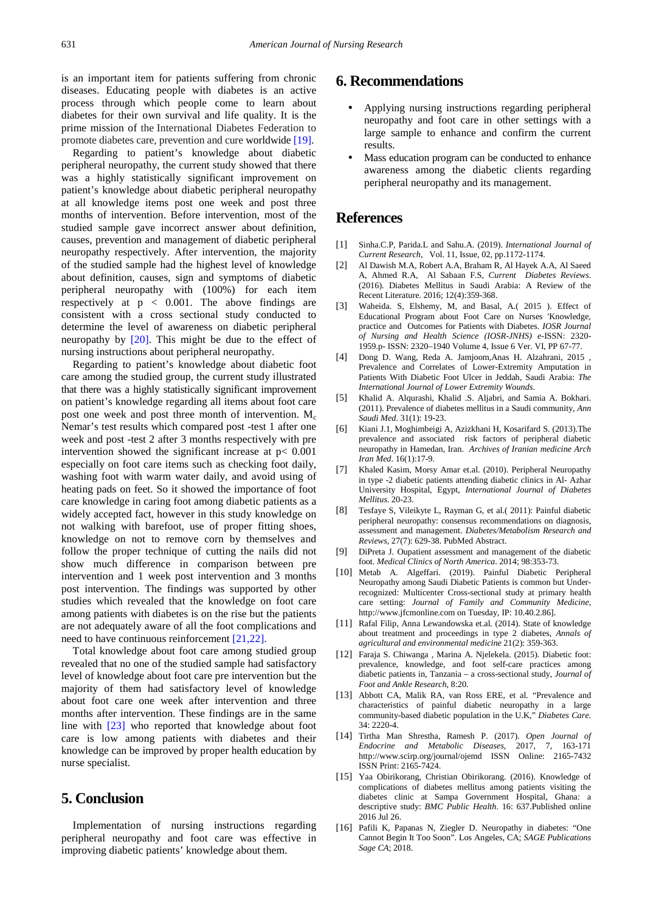is an important item for patients suffering from chronic diseases. Educating people with diabetes is an active process through which people come to learn about diabetes for their own survival and life quality. It is the prime mission of the International Diabetes Federation to promote diabetes care, prevention and cure worldwide [19].

Regarding to patient's knowledge about diabetic peripheral neuropathy, the current study showed that there was a highly statistically significant improvement on patient's knowledge about diabetic peripheral neuropathy at all knowledge items post one week and post three months of intervention. Before intervention, most of the studied sample gave incorrect answer about definition, causes, prevention and management of diabetic peripheral neuropathy respectively. After intervention, the majority of the studied sample had the highest level of knowledge about definition, causes, sign and symptoms of diabetic peripheral neuropathy with (100%) for each item respectively at $p < 0.001$. The above findings are consistent with a cross sectional study conducted to determine the level of awareness on diabetic peripheral neuropathy by [20]. This might be due to the effect of nursing instructions about peripheral neuropathy.

Regarding to patient's knowledge about diabetic foot care among the studied group, the current study illustrated that there was a highly statistically significant improvement on patient's knowledge regarding all items about foot care post one week and post three month of intervention. $M_c$ Nemar's test results which compared post -test 1 after one week and post -test 2 after 3 months respectively with pre intervention showed the significant increase at $p< 0.001$ especially on foot care items such as checking foot daily, washing foot with warm water daily, and avoid using of heating pads on feet. So it showed the importance of foot care knowledge in caring foot among diabetic patients as a widely accepted fact, however in this study knowledge on not walking with barefoot, use of proper fitting shoes, knowledge on not to remove corn by themselves and follow the proper technique of cutting the nails did not show much difference in comparison between pre intervention and 1 week post intervention and 3 months post intervention. The findings was supported by other studies which revealed that the knowledge on foot care among patients with diabetes is on the rise but the patients are not adequately aware of all the foot complications and need to have continuous reinforcement [21,22].

Total knowledge about foot care among studied group revealed that no one of the studied sample had satisfactory level of knowledge about foot care pre intervention but the majority of them had satisfactory level of knowledge about foot care one week after intervention and three months after intervention. These findings are in the same line with [23] who reported that knowledge about foot care is low among patients with diabetes and their knowledge can be improved by proper health education by nurse specialist.

# 5. Conclusion

Implementation of nursing instructions regarding peripheral neuropathy and foot care was effective in improving diabetic patients' knowledge about them.

# 6. Recommendations

- Applying nursing instructions regarding peripheral neuropathy and foot care in other settings with a large sample to enhance and confirm the current results.
- Mass education program can be conducted to enhance awareness among the diabetic clients regarding peripheral neuropathy and its management.

# References

[1] Sinha.C.P, Parida.L and Sahu.A. (2019). *International Journal of Current Research*, Vol. 11, Issue, 02, pp.1172-1174.

[2] Al Dawish M.A, Robert A.A, Braham R, Al Hayek A.A, Al Saeed A, Ahmed R.A, Al Sabaan F.S, *Current Diabetes Reviews*. (2016). Diabetes Mellitus in Saudi Arabia: A Review of the Recent Literature. 2016; 12(4):359-368.

[3] Waheida. S, Elshemy, M, and Basal, A.( 2015 ). Effect of Educational Program about Foot Care on Nurses 'Knowledge, practice and Outcomes for Patients with Diabetes. *IOSR Journal of Nursing and Health Science (IOSR-JNHS) e*-ISSN: 2320-1959.p- ISSN: 2320–1940 Volume 4, Issue 6 Ver. VI, PP 67-77.

[4] Dong D. Wang, Reda A. Jamjoom,Anas H. Alzahrani, 2015 , Prevalence and Correlates of Lower-Extremity Amputation in Patients With Diabetic Foot Ulcer in Jeddah, Saudi Arabia: *The International Journal of Lower Extremity Wounds*.

[5] Khalid A. Alqurashi, Khalid .S. Aljabri, and Samia A. Bokhari. (2011). Prevalence of diabetes mellitus in a Saudi community, *Ann Saudi Med*. 31(1): 19-23.

[6] Kiani J.1, Moghimbeigi A, Azizkhani H, Kosarifard S. (2013).The prevalence and associated risk factors of peripheral diabetic neuropathy in Hamedan, Iran. *Archives of Iranian medicine Arch Iran Med*. 16(1):17-9.

[7] Khaled Kasim, Morsy Amar et.al. (2010). Peripheral Neuropathy in type -2 diabetic patients attending diabetic clinics in Al- Azhar University Hospital, Egypt, *International Journal of Diabetes Mellitus*. 20-23.

[8] Tesfaye S, Vileikyte L, Rayman G, et al.( 2011): Painful diabetic peripheral neuropathy: consensus recommendations on diagnosis, assessment and management. *Diabetes/Metabolism Research and Reviews*, 27(7): 629-38. PubMed Abstract.

[9] DiPreta J. Oupatient assessment and management of the diabetic foot. *Medical Clinics of North America*. 2014; 98:353-73.

[10] Metab A. Algeffari. (2019). Painful Diabetic Peripheral Neuropathy among Saudi Diabetic Patients is common but Under-recognized: Multicenter Cross-sectional study at primary health care setting: *Journal of Family and Community Medicine*, http://www.jfcmonline.com on Tuesday, IP: 10.40.2.86].

[11] Rafal Filip, Anna Lewandowska et.al. (2014). State of knowledge about treatment and proceedings in type 2 diabetes, *Annals of agricultural and environmental medicine* 21(2): 359-363.

[12] Faraja S. Chiwanga , Marina A. Njelekela. (2015). Diabetic foot: prevalence, knowledge, and foot self-care practices among diabetic patients in, Tanzania – a cross-sectional study, *Journal of Foot and Ankle Research*, 8:20.

[13] Abbott CA, Malik RA, van Ross ERE, et al. "Prevalence and characteristics of painful diabetic neuropathy in a large community-based diabetic population in the U.K," *Diabetes Care*. 34: 2220-4.

[14] Tirtha Man Shrestha, Ramesh P. (2017). *Open Journal of Endocrine and Metabolic Diseases*, 2017, 7, 163-171 http://www.scirp.org/journal/ojemd ISSN Online: 2165-7432 ISSN Print: 2165-7424.

[15] Yaa Obirikorang, Christian Obirikorang. (2016). Knowledge of complications of diabetes mellitus among patients visiting the diabetes clinic at Sampa Government Hospital, Ghana: a descriptive study: *BMC Public Health*. 16: 637.Published online 2016 Jul 26.

[16] Pafili K, Papanas N, Ziegler D. Neuropathy in diabetes: "One Cannot Begin It Too Soon". Los Angeles, CA; *SAGE Publications Sage CA*; 2018.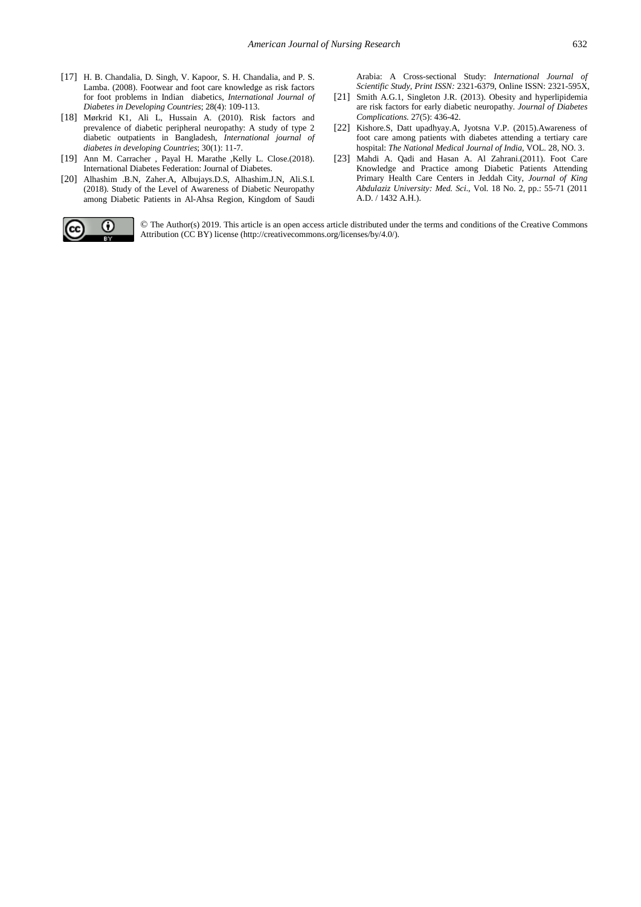[17] H. B. Chandalia, D. Singh, V. Kapoor, S. H. Chandalia, and P. S. Lamba. (2008). Footwear and foot care knowledge as risk factors for foot problems in Indian diabetics, *International Journal of Diabetes in Developing Countries*; 28(4): 109-113.

[18] Mørkrid K1, Ali L, Hussain A. (2010). Risk factors and prevalence of diabetic peripheral neuropathy: A study of type 2 diabetic outpatients in Bangladesh, *International journal of diabetes in developing Countries*; 30(1): 11-7.

[19] Ann M. Carracher , Payal H. Marathe ,Kelly L. Close.(2018). International Diabetes Federation: Journal of Diabetes.

[20] Alhashim .B.N, Zaher.A, Albujays.D.S, Alhashim.J.N, Ali.S.I. (2018). Study of the Level of Awareness of Diabetic Neuropathy among Diabetic Patients in Al-Ahsa Region, Kingdom of Saudi Arabia: A Cross-sectional Study: *International Journal of Scientific Study, Print ISSN:* 2321-6379, Online ISSN: 2321-595X,

[21] Smith A.G.1, Singleton J.R. (2013). Obesity and hyperlipidemia are risk factors for early diabetic neuropathy. *Journal of Diabetes Complications.* 27(5): 436-42.

[22] Kishore.S, Datt upadhyay.A, Jyotsna V.P. (2015).Awareness of foot care among patients with diabetes attending a tertiary care hospital: *The National Medical Journal of India,* VOL. 28, NO. 3.

[23] Mahdi A. Qadi and Hasan A. Al Zahrani.(2011). Foot Care Knowledge and Practice among Diabetic Patients Attending Primary Health Care Centers in Jeddah City, *Journal of King Abdulaziz University: Med. Sci.*, Vol. 18 No. 2, pp.: 55-71 (2011 A.D. / 1432 A.H.).

© The Author(s) 2019. This article is an open access article distributed under the terms and conditions of the Creative Commons Attribution (CC BY) license (http://creativecommons.org/licenses/by/4.0/).